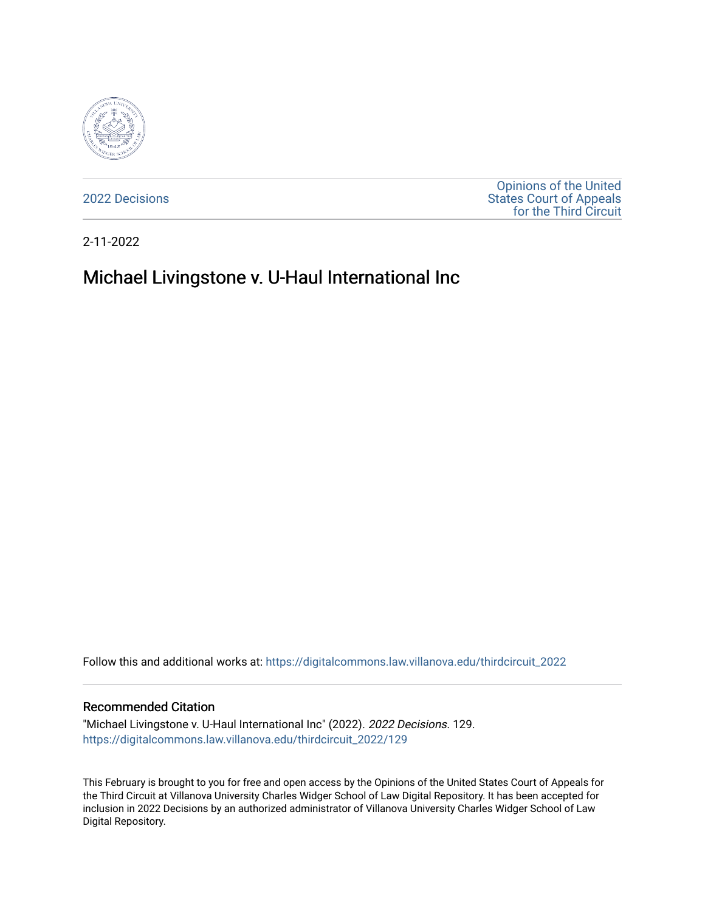2022 Decisions

Opinions of the United States Court of Appeals for the Third Circuit

2-11-2022

# Michael Livingstone v. U-Haul International Inc

Follow this and additional works at: https://digitalcommons.law.villanova.edu/thirdcircuit_2022

## Recommended Citation

"Michael Livingstone v. U-Haul International Inc" (2022). *2022 Decisions*. 129.
https://digitalcommons.law.villanova.edu/thirdcircuit_2022/129

This February is brought to you for free and open access by the Opinions of the United States Court of Appeals for the Third Circuit at Villanova University Charles Widger School of Law Digital Repository. It has been accepted for inclusion in 2022 Decisions by an authorized administrator of Villanova University Charles Widger School of Law Digital Repository.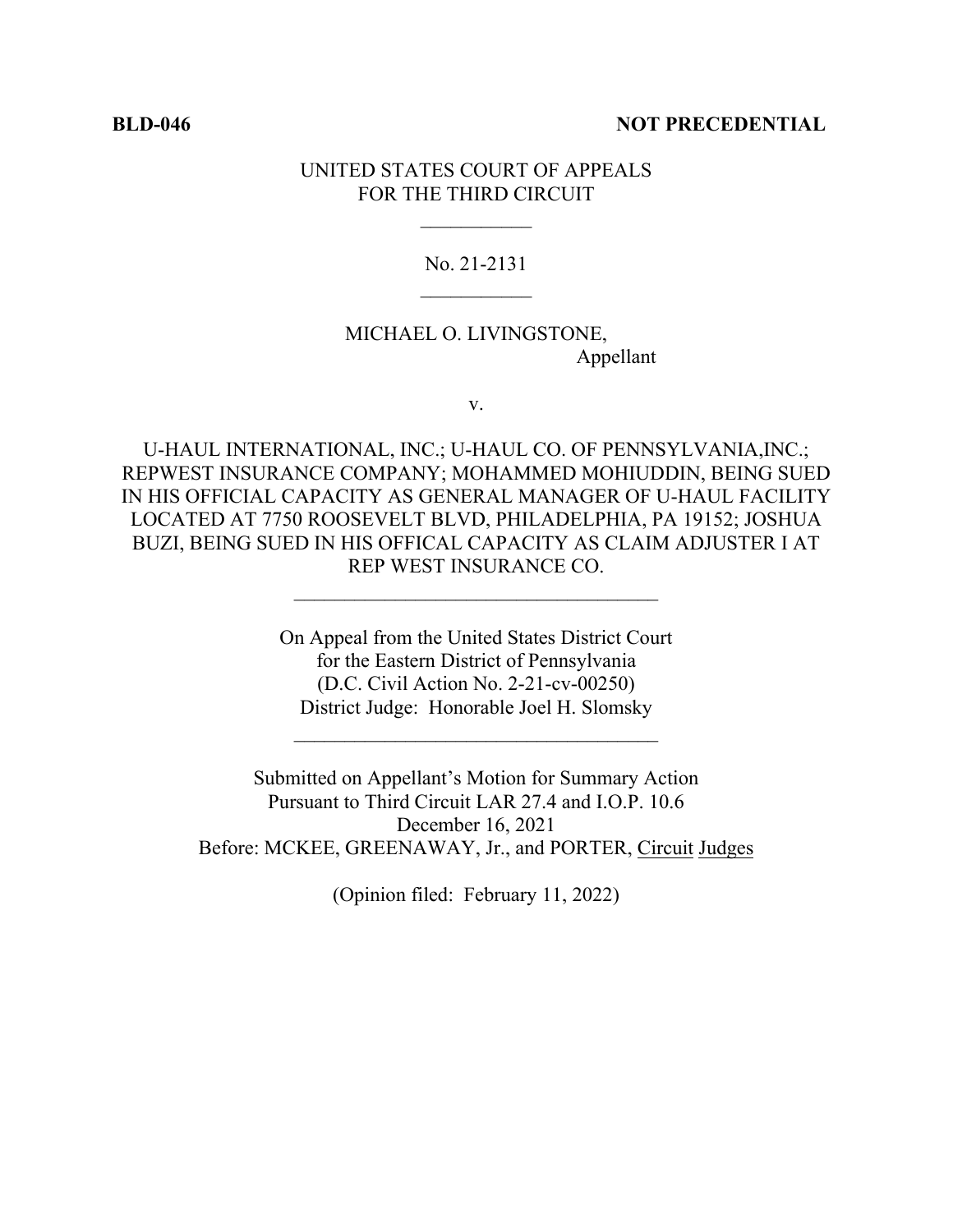**BLD-046** **NOT PRECEDENTIAL**

UNITED STATES COURT OF APPEALS
FOR THE THIRD CIRCUIT
___________

No. 21-2131
___________

MICHAEL O. LIVINGSTONE,
Appellant

v.

U-HAUL INTERNATIONAL, INC.; U-HAUL CO. OF PENNSYLVANIA,INC.; REPWEST INSURANCE COMPANY; MOHAMMED MOHIUDDIN, BEING SUED IN HIS OFFICIAL CAPACITY AS GENERAL MANAGER OF U-HAUL FACILITY LOCATED AT 7750 ROOSEVELT BLVD, PHILADELPHIA, PA 19152; JOSHUA BUZI, BEING SUED IN HIS OFFICAL CAPACITY AS CLAIM ADJUSTER I AT REP WEST INSURANCE CO.
____________________________________

On Appeal from the United States District Court
for the Eastern District of Pennsylvania
(D.C. Civil Action No. 2-21-cv-00250)
District Judge: Honorable Joel H. Slomsky
____________________________________

Submitted on Appellant's Motion for Summary Action
Pursuant to Third Circuit LAR 27.4 and I.O.P. 10.6
December 16, 2021
Before: MCKEE, GREENAWAY, Jr., and PORTER, Circuit Judges

(Opinion filed: February 11, 2022)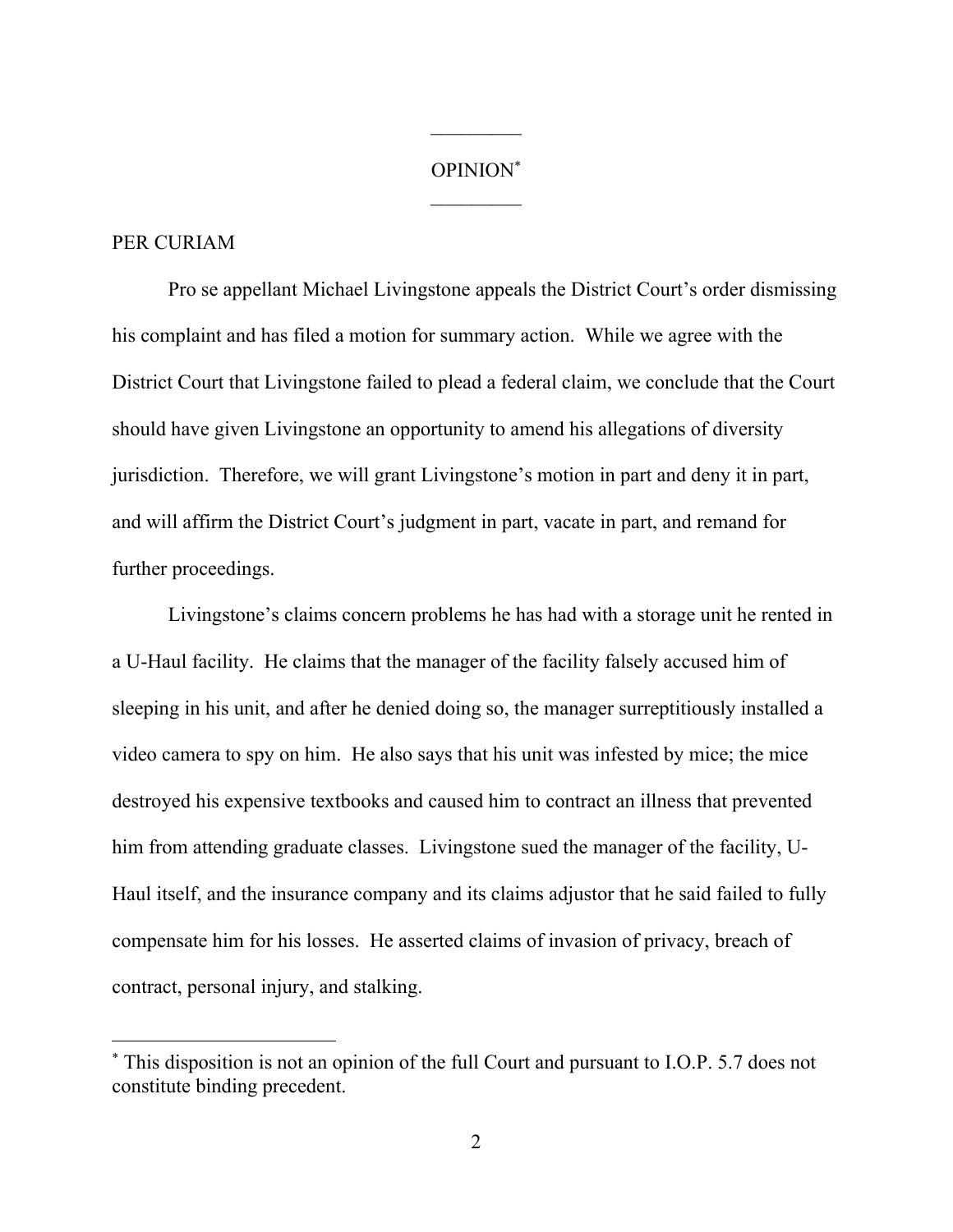OPINION[*]

PER CURIAM

Pro se appellant Michael Livingstone appeals the District Court's order dismissing his complaint and has filed a motion for summary action. While we agree with the District Court that Livingstone failed to plead a federal claim, we conclude that the Court should have given Livingstone an opportunity to amend his allegations of diversity jurisdiction. Therefore, we will grant Livingstone's motion in part and deny it in part, and will affirm the District Court's judgment in part, vacate in part, and remand for further proceedings.

Livingstone's claims concern problems he has had with a storage unit he rented in a U-Haul facility. He claims that the manager of the facility falsely accused him of sleeping in his unit, and after he denied doing so, the manager surreptitiously installed a video camera to spy on him. He also says that his unit was infested by mice; the mice destroyed his expensive textbooks and caused him to contract an illness that prevented him from attending graduate classes. Livingstone sued the manager of the facility, U-Haul itself, and the insurance company and its claims adjustor that he said failed to fully compensate him for his losses. He asserted claims of invasion of privacy, breach of contract, personal injury, and stalking.

---

[*] This disposition is not an opinion of the full Court and pursuant to I.O.P. 5.7 does not constitute binding precedent.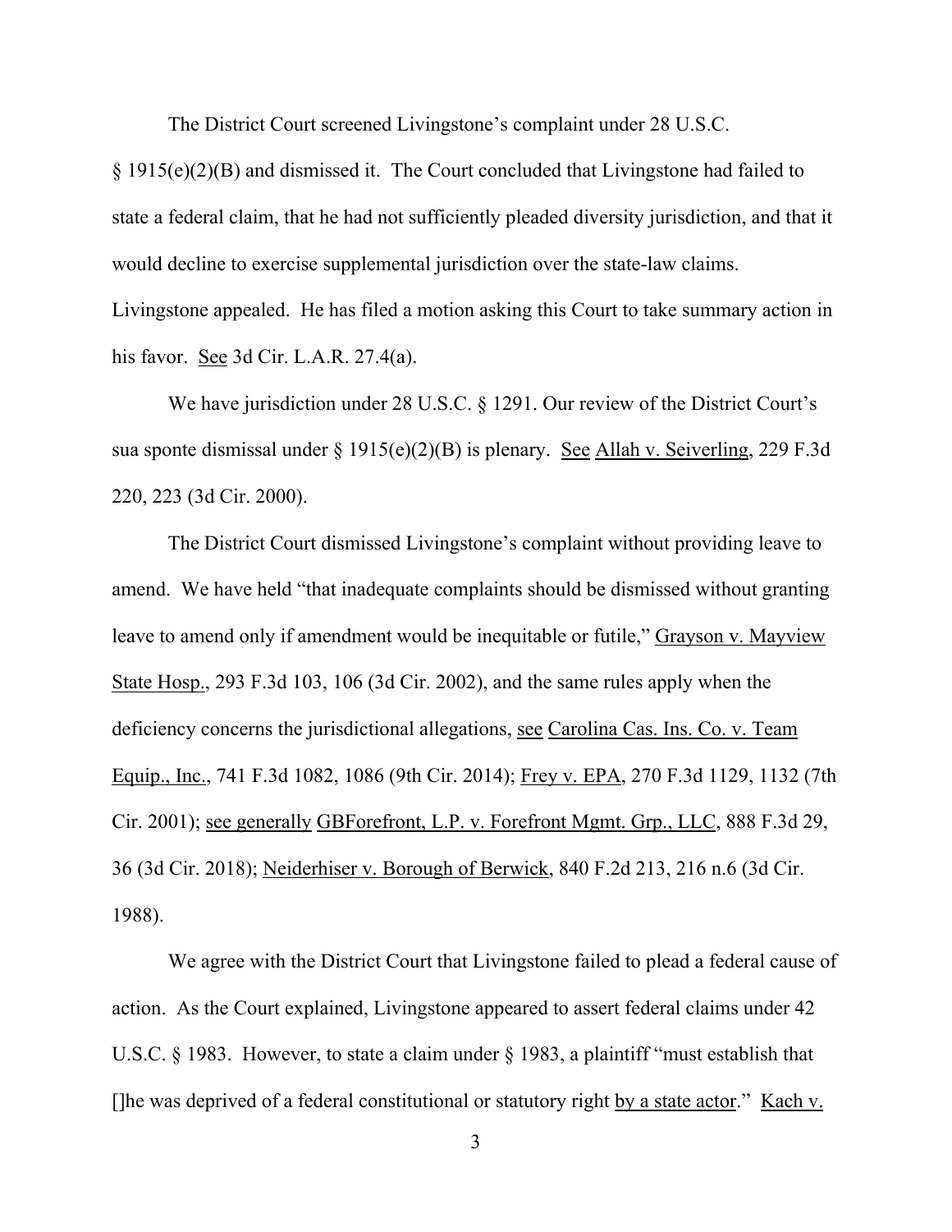The District Court screened Livingstone's complaint under 28 U.S.C. § 1915(e)(2)(B) and dismissed it. The Court concluded that Livingstone had failed to state a federal claim, that he had not sufficiently pleaded diversity jurisdiction, and that it would decline to exercise supplemental jurisdiction over the state-law claims. Livingstone appealed. He has filed a motion asking this Court to take summary action in his favor. See 3d Cir. L.A.R. 27.4(a).

We have jurisdiction under 28 U.S.C. § 1291. Our review of the District Court's sua sponte dismissal under § 1915(e)(2)(B) is plenary. See Allah v. Seiverling, 229 F.3d 220, 223 (3d Cir. 2000).

The District Court dismissed Livingstone's complaint without providing leave to amend. We have held "that inadequate complaints should be dismissed without granting leave to amend only if amendment would be inequitable or futile," Grayson v. Mayview State Hosp., 293 F.3d 103, 106 (3d Cir. 2002), and the same rules apply when the deficiency concerns the jurisdictional allegations, see Carolina Cas. Ins. Co. v. Team Equip., Inc., 741 F.3d 1082, 1086 (9th Cir. 2014); Frey v. EPA, 270 F.3d 1129, 1132 (7th Cir. 2001); see generally GBForefront, L.P. v. Forefront Mgmt. Grp., LLC, 888 F.3d 29, 36 (3d Cir. 2018); Neiderhiser v. Borough of Berwick, 840 F.2d 213, 216 n.6 (3d Cir. 1988).

We agree with the District Court that Livingstone failed to plead a federal cause of action. As the Court explained, Livingstone appeared to assert federal claims under 42 U.S.C. § 1983. However, to state a claim under § 1983, a plaintiff "must establish that []he was deprived of a federal constitutional or statutory right by a state actor." Kach v.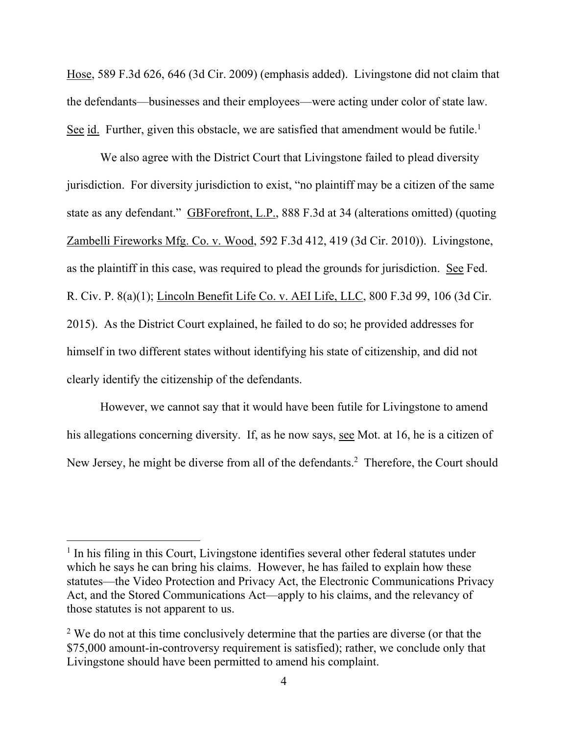Hose, 589 F.3d 626, 646 (3d Cir. 2009) (emphasis added). Livingstone did not claim that the defendants—businesses and their employees—were acting under color of state law. See id. Further, given this obstacle, we are satisfied that amendment would be futile.[1]

We also agree with the District Court that Livingstone failed to plead diversity jurisdiction. For diversity jurisdiction to exist, "no plaintiff may be a citizen of the same state as any defendant." GBForefront, L.P., 888 F.3d at 34 (alterations omitted) (quoting Zambelli Fireworks Mfg. Co. v. Wood, 592 F.3d 412, 419 (3d Cir. 2010)). Livingstone, as the plaintiff in this case, was required to plead the grounds for jurisdiction. See Fed. R. Civ. P. 8(a)(1); Lincoln Benefit Life Co. v. AEI Life, LLC, 800 F.3d 99, 106 (3d Cir. 2015). As the District Court explained, he failed to do so; he provided addresses for himself in two different states without identifying his state of citizenship, and did not clearly identify the citizenship of the defendants.

However, we cannot say that it would have been futile for Livingstone to amend his allegations concerning diversity. If, as he now says, see Mot. at 16, he is a citizen of New Jersey, he might be diverse from all of the defendants.[2] Therefore, the Court should

---

[1] In his filing in this Court, Livingstone identifies several other federal statutes under which he says he can bring his claims. However, he has failed to explain how these statutes—the Video Protection and Privacy Act, the Electronic Communications Privacy Act, and the Stored Communications Act—apply to his claims, and the relevancy of those statutes is not apparent to us.

[2] We do not at this time conclusively determine that the parties are diverse (or that the $75,000 amount-in-controversy requirement is satisfied); rather, we conclude only that Livingstone should have been permitted to amend his complaint.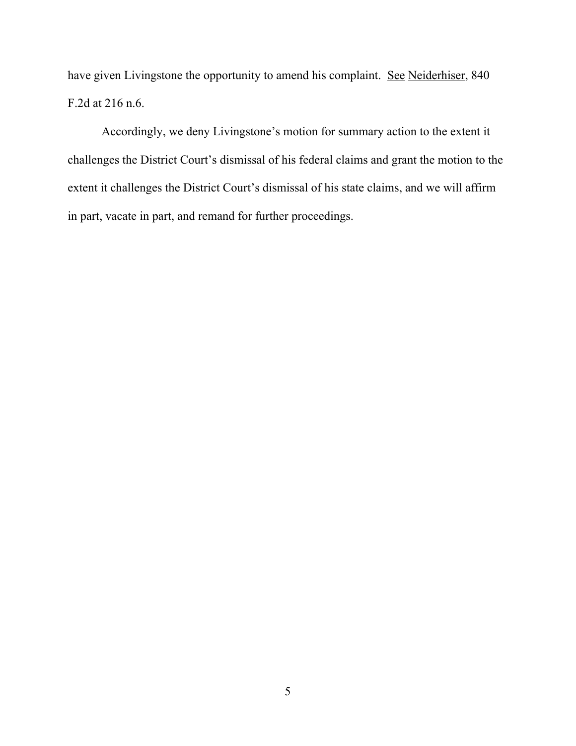have given Livingstone the opportunity to amend his complaint. See Neiderhiser, 840 F.2d at 216 n.6.

Accordingly, we deny Livingstone's motion for summary action to the extent it challenges the District Court's dismissal of his federal claims and grant the motion to the extent it challenges the District Court's dismissal of his state claims, and we will affirm in part, vacate in part, and remand for further proceedings.